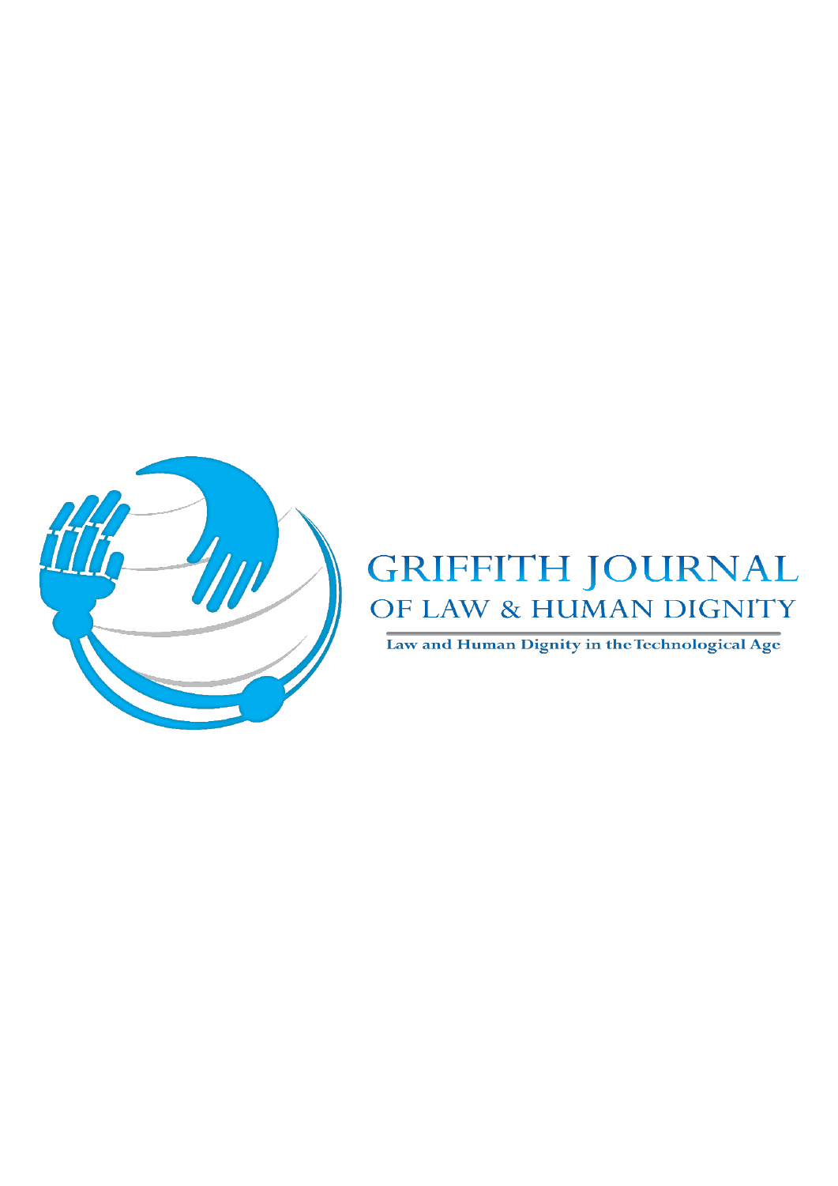# GRIFFITH JOURNAL OF LAW & HUMAN DIGNITY

Law and Human Dignity in the Technological Age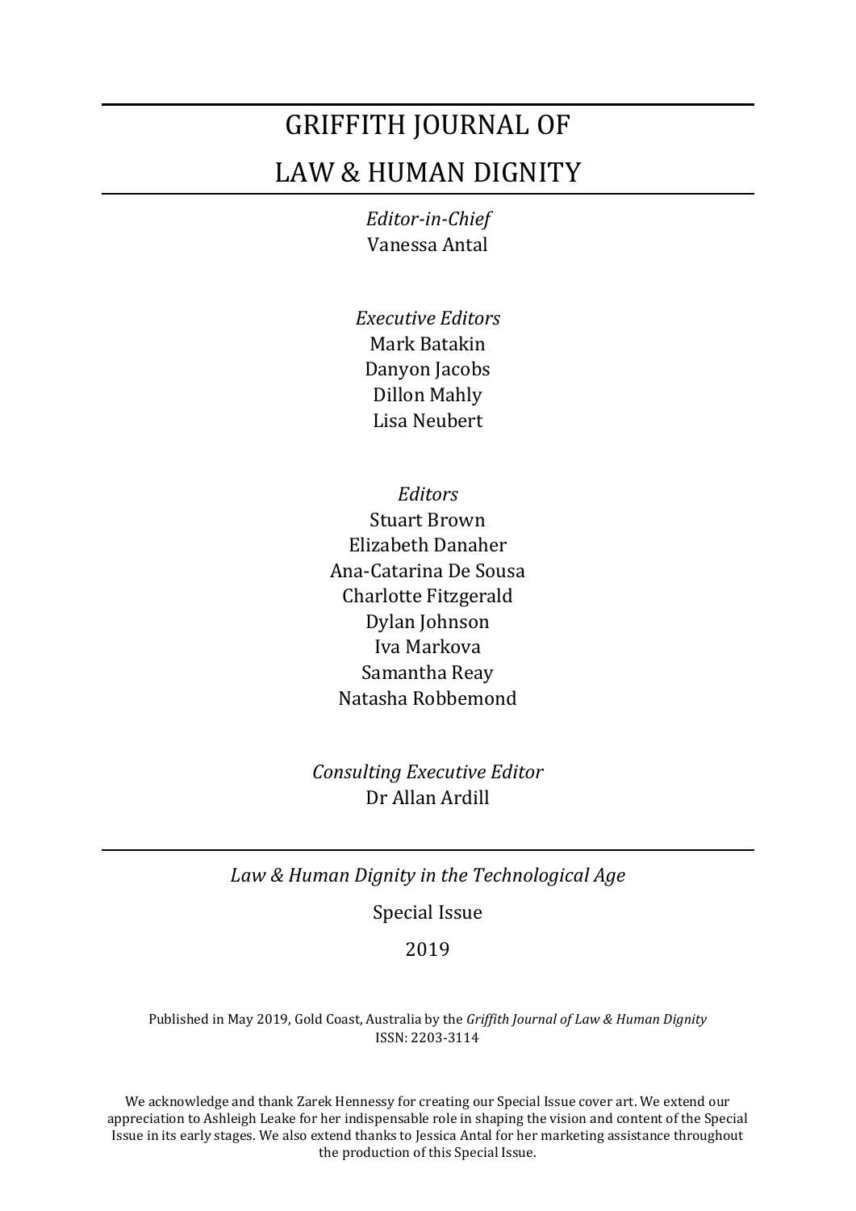# GRIFFITH JOURNAL OF LAW & HUMAN DIGNITY

*Editor-in-Chief*
Vanessa Antal

*Executive Editors*
Mark Batakin
Danyon Jacobs
Dillon Mahly
Lisa Neubert

*Editors*
Stuart Brown
Elizabeth Danaher
Ana-Catarina De Sousa
Charlotte Fitzgerald
Dylan Johnson
Iva Markova
Samantha Reay
Natasha Robbemond

*Consulting Executive Editor*
Dr Allan Ardill

---

*Law & Human Dignity in the Technological Age*

Special Issue

2019

Published in May 2019, Gold Coast, Australia by the *Griffith Journal of Law & Human Dignity*
ISSN: 2203-3114

We acknowledge and thank Zarek Hennessy for creating our Special Issue cover art. We extend our appreciation to Ashleigh Leake for her indispensable role in shaping the vision and content of the Special Issue in its early stages. We also extend thanks to Jessica Antal for her marketing assistance throughout the production of this Special Issue.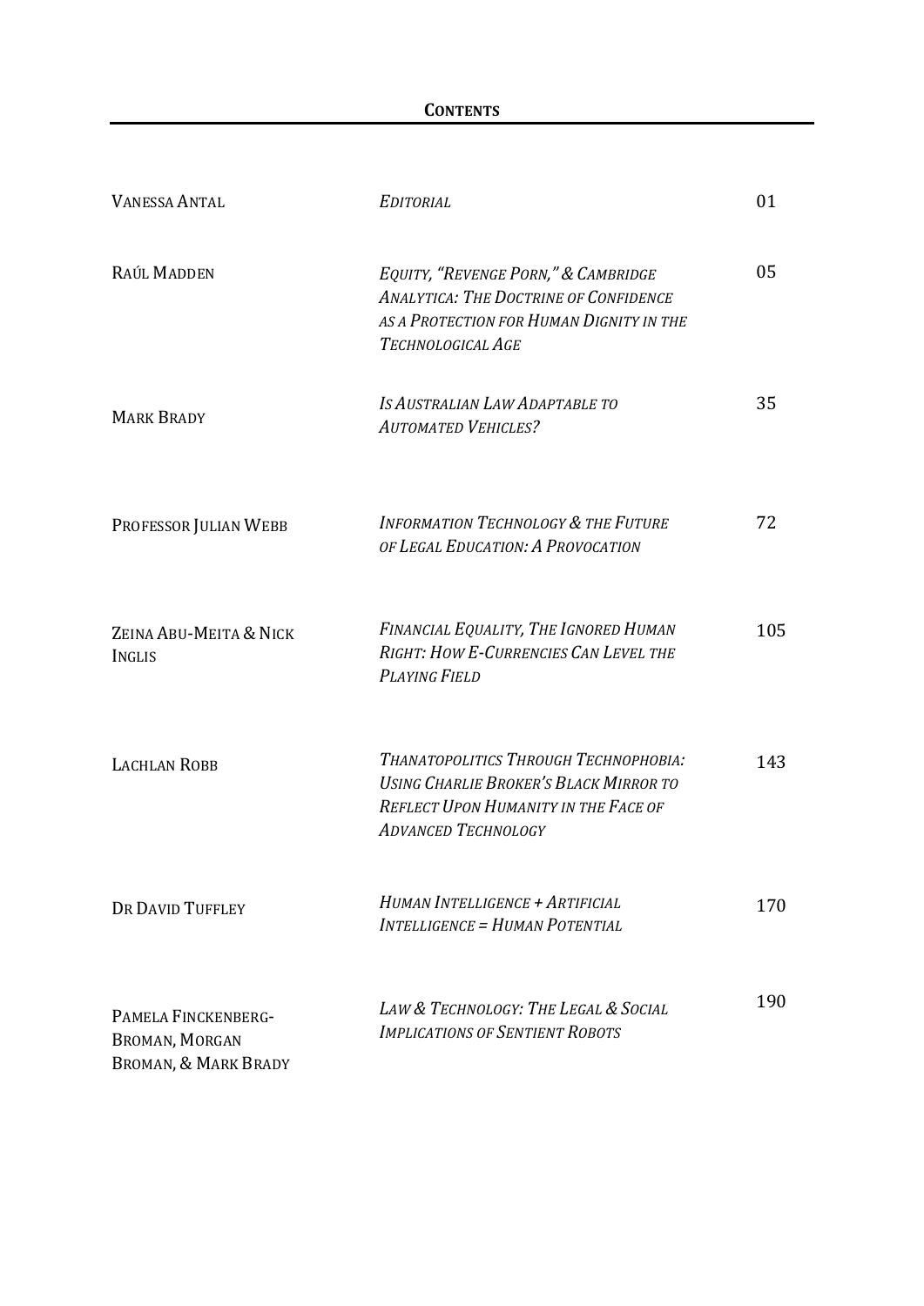# CONTENTS

| | | |
|---|---|---|
| VANESSA ANTAL | *EDITORIAL* | 01 |
| RAÚL MADDEN | *EQUITY, "REVENGE PORN," & CAMBRIDGE ANALYTICA: THE DOCTRINE OF CONFIDENCE AS A PROTECTION FOR HUMAN DIGNITY IN THE TECHNOLOGICAL AGE* | 05 |
| MARK BRADY | *IS AUSTRALIAN LAW ADAPTABLE TO AUTOMATED VEHICLES?* | 35 |
| PROFESSOR JULIAN WEBB | *INFORMATION TECHNOLOGY & THE FUTURE OF LEGAL EDUCATION: A PROVOCATION* | 72 |
| ZEINA ABU-MEITA & NICK INGLIS | *FINANCIAL EQUALITY, THE IGNORED HUMAN RIGHT: HOW E-CURRENCIES CAN LEVEL THE PLAYING FIELD* | 105 |
| LACHLAN ROBB | *THANATOPOLITICS THROUGH TECHNOPHOBIA: USING CHARLIE BROKER'S BLACK MIRROR TO REFLECT UPON HUMANITY IN THE FACE OF ADVANCED TECHNOLOGY* | 143 |
| DR DAVID TUFFLEY | *HUMAN INTELLIGENCE + ARTIFICIAL INTELLIGENCE = HUMAN POTENTIAL* | 170 |
| PAMELA FINCKENBERG-BROMAN, MORGAN BROMAN, & MARK BRADY | *LAW & TECHNOLOGY: THE LEGAL & SOCIAL IMPLICATIONS OF SENTIENT ROBOTS* | 190 |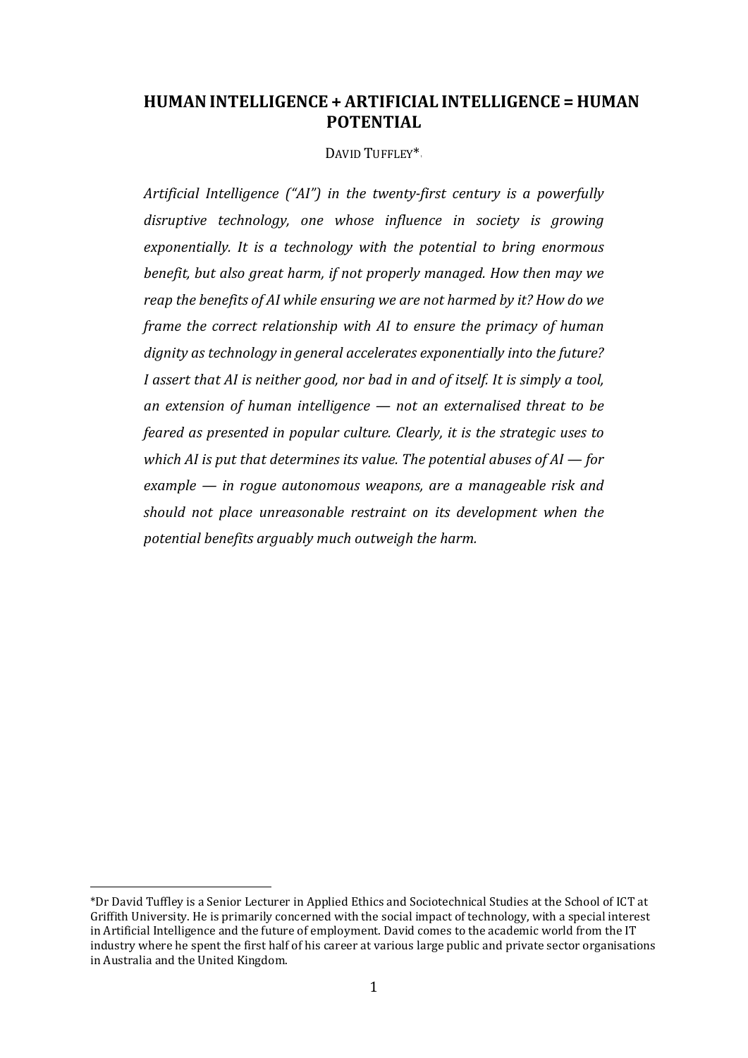# HUMAN INTELLIGENCE + ARTIFICIAL INTELLIGENCE = HUMAN POTENTIAL

DAVID TUFFLEY*

*Artificial Intelligence ("AI") in the twenty-first century is a powerfully disruptive technology, one whose influence in society is growing exponentially. It is a technology with the potential to bring enormous benefit, but also great harm, if not properly managed. How then may we reap the benefits of AI while ensuring we are not harmed by it? How do we frame the correct relationship with AI to ensure the primacy of human dignity as technology in general accelerates exponentially into the future? I assert that AI is neither good, nor bad in and of itself. It is simply a tool, an extension of human intelligence — not an externalised threat to be feared as presented in popular culture. Clearly, it is the strategic uses to which AI is put that determines its value. The potential abuses of AI — for example — in rogue autonomous weapons, are a manageable risk and should not place unreasonable restraint on its development when the potential benefits arguably much outweigh the harm.*

---

*Dr David Tuffley is a Senior Lecturer in Applied Ethics and Sociotechnical Studies at the School of ICT at Griffith University. He is primarily concerned with the social impact of technology, with a special interest in Artificial Intelligence and the future of employment. David comes to the academic world from the IT industry where he spent the first half of his career at various large public and private sector organisations in Australia and the United Kingdom.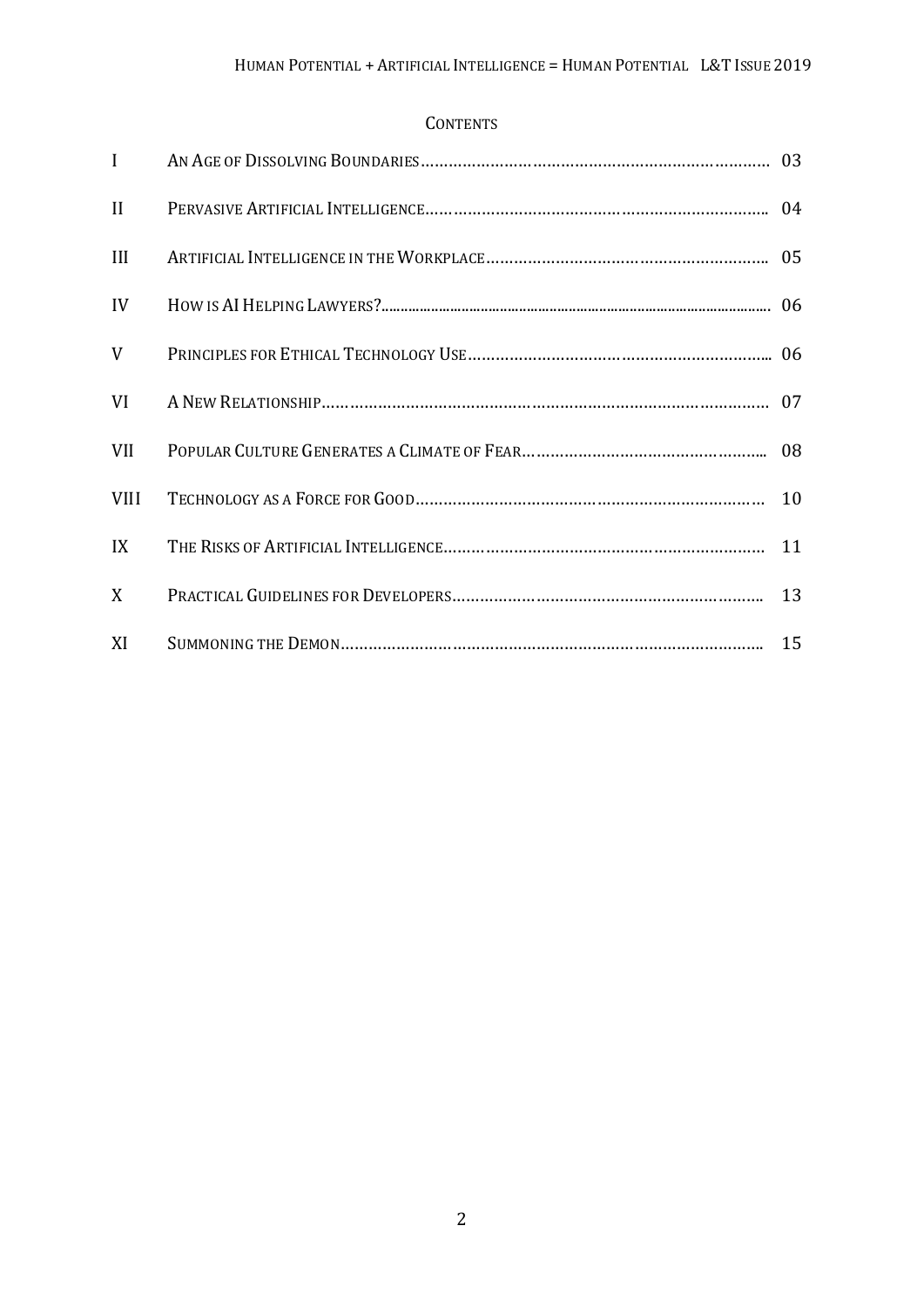## Contents

| | | |
|---|---|---|
| I | An Age of Dissolving Boundaries | 03 |
| II | Pervasive Artificial Intelligence | 04 |
| III | Artificial Intelligence in the Workplace | 05 |
| IV | How is AI Helping Lawyers? | 06 |
| V | Principles for Ethical Technology Use | 06 |
| VI | A New Relationship | 07 |
| VII | Popular Culture Generates a Climate of Fear | 08 |
| VIII | Technology as a Force for Good | 10 |
| IX | The Risks of Artificial Intelligence | 11 |
| X | Practical Guidelines for Developers | 13 |
| XI | Summoning the Demon | 15 |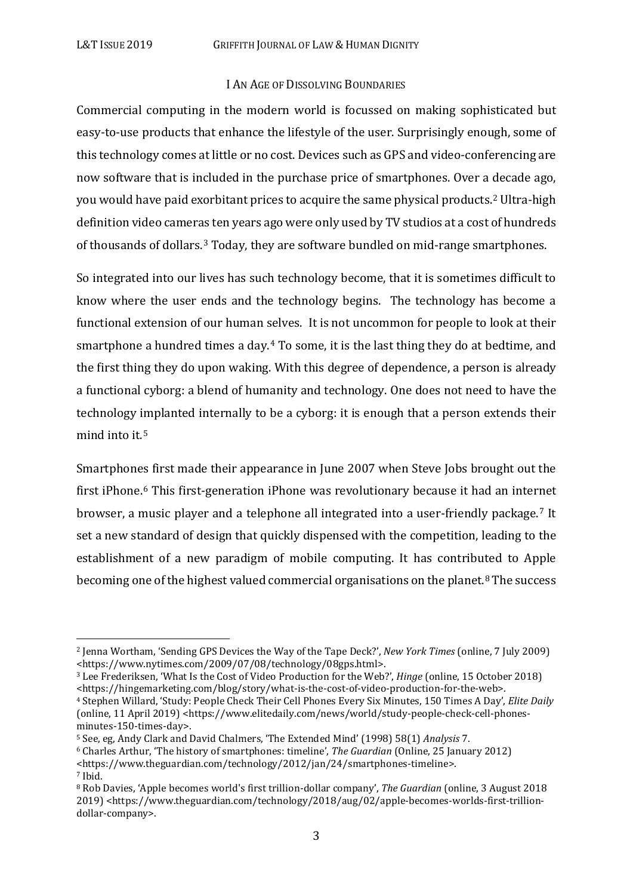## I An Age of Dissolving Boundaries

Commercial computing in the modern world is focussed on making sophisticated but easy-to-use products that enhance the lifestyle of the user. Surprisingly enough, some of this technology comes at little or no cost. Devices such as GPS and video-conferencing are now software that is included in the purchase price of smartphones. Over a decade ago, you would have paid exorbitant prices to acquire the same physical products.[2] Ultra-high definition video cameras ten years ago were only used by TV studios at a cost of hundreds of thousands of dollars.[3] Today, they are software bundled on mid-range smartphones.

So integrated into our lives has such technology become, that it is sometimes difficult to know where the user ends and the technology begins. The technology has become a functional extension of our human selves. It is not uncommon for people to look at their smartphone a hundred times a day.[4] To some, it is the last thing they do at bedtime, and the first thing they do upon waking. With this degree of dependence, a person is already a functional cyborg: a blend of humanity and technology. One does not need to have the technology implanted internally to be a cyborg: it is enough that a person extends their mind into it.[5]

Smartphones first made their appearance in June 2007 when Steve Jobs brought out the first iPhone.[6] This first-generation iPhone was revolutionary because it had an internet browser, a music player and a telephone all integrated into a user-friendly package.[7] It set a new standard of design that quickly dispensed with the competition, leading to the establishment of a new paradigm of mobile computing. It has contributed to Apple becoming one of the highest valued commercial organisations on the planet.[8] The success

---

[2] Jenna Wortham, 'Sending GPS Devices the Way of the Tape Deck?', *New York Times* (online, 7 July 2009) <https://www.nytimes.com/2009/07/08/technology/08gps.html>.

[3] Lee Frederiksen, 'What Is the Cost of Video Production for the Web?', *Hinge* (online, 15 October 2018) <https://hingemarketing.com/blog/story/what-is-the-cost-of-video-production-for-the-web>.

[4] Stephen Willard, 'Study: People Check Their Cell Phones Every Six Minutes, 150 Times A Day', *Elite Daily* (online, 11 April 2019) <https://www.elitedaily.com/news/world/study-people-check-cell-phones-minutes-150-times-day>.

[5] See, eg, Andy Clark and David Chalmers, 'The Extended Mind' (1998) 58(1) *Analysis* 7.

[6] Charles Arthur, 'The history of smartphones: timeline', *The Guardian* (Online, 25 January 2012) <https://www.theguardian.com/technology/2012/jan/24/smartphones-timeline>.

[7] Ibid.

[8] Rob Davies, 'Apple becomes world's first trillion-dollar company', *The Guardian* (online, 3 August 2018 2019) <https://www.theguardian.com/technology/2018/aug/02/apple-becomes-worlds-first-trillion-dollar-company>.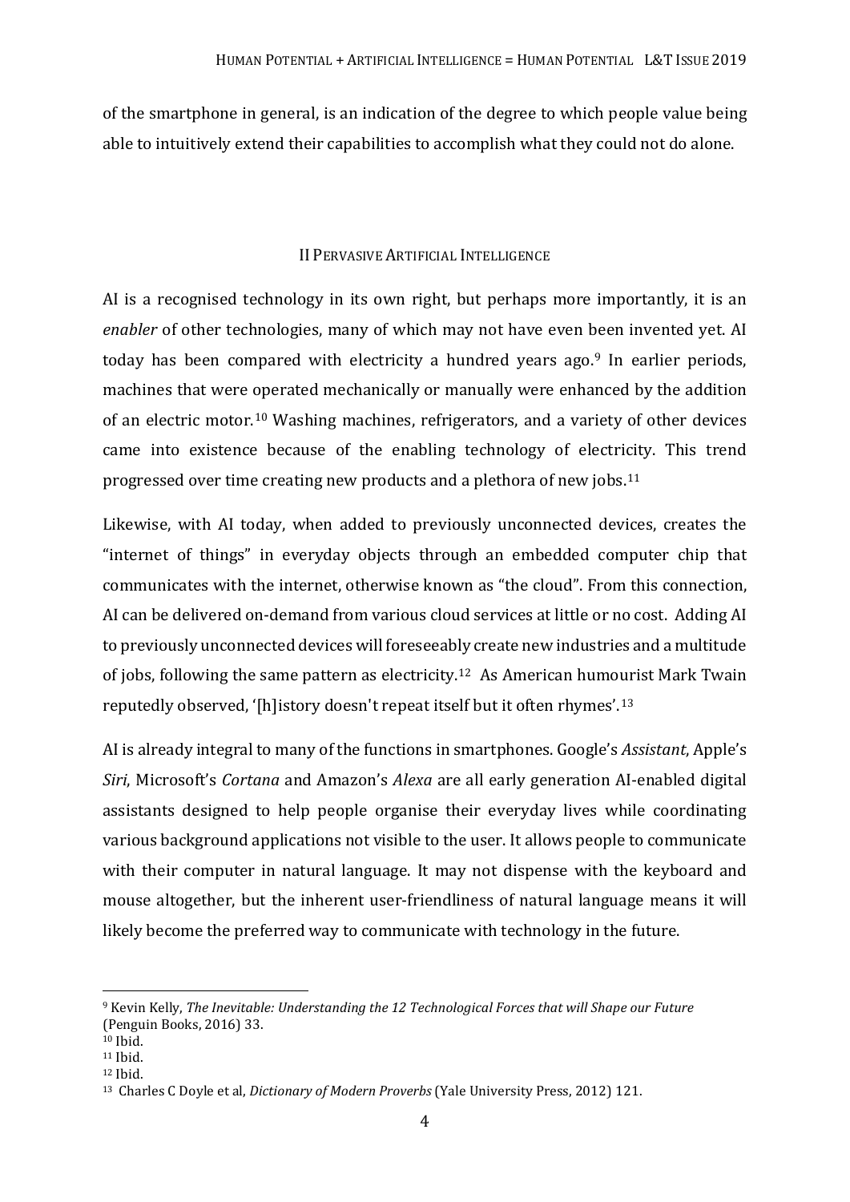of the smartphone in general, is an indication of the degree to which people value being able to intuitively extend their capabilities to accomplish what they could not do alone.

## II Pervasive Artificial Intelligence

AI is a recognised technology in its own right, but perhaps more importantly, it is an *enabler* of other technologies, many of which may not have even been invented yet. AI today has been compared with electricity a hundred years ago.[9] In earlier periods, machines that were operated mechanically or manually were enhanced by the addition of an electric motor.[10] Washing machines, refrigerators, and a variety of other devices came into existence because of the enabling technology of electricity. This trend progressed over time creating new products and a plethora of new jobs.[11]

Likewise, with AI today, when added to previously unconnected devices, creates the "internet of things" in everyday objects through an embedded computer chip that communicates with the internet, otherwise known as "the cloud". From this connection, AI can be delivered on-demand from various cloud services at little or no cost. Adding AI to previously unconnected devices will foreseeably create new industries and a multitude of jobs, following the same pattern as electricity.[12] As American humourist Mark Twain reputedly observed, '[h]istory doesn't repeat itself but it often rhymes'.[13]

AI is already integral to many of the functions in smartphones. Google's *Assistant*, Apple's *Siri*, Microsoft's *Cortana* and Amazon's *Alexa* are all early generation AI-enabled digital assistants designed to help people organise their everyday lives while coordinating various background applications not visible to the user. It allows people to communicate with their computer in natural language. It may not dispense with the keyboard and mouse altogether, but the inherent user-friendliness of natural language means it will likely become the preferred way to communicate with technology in the future.

---

[9] Kevin Kelly, *The Inevitable: Understanding the 12 Technological Forces that will Shape our Future* (Penguin Books, 2016) 33.

[10] Ibid.

[11] Ibid.

[12] Ibid.

[13] Charles C Doyle et al, *Dictionary of Modern Proverbs* (Yale University Press, 2012) 121.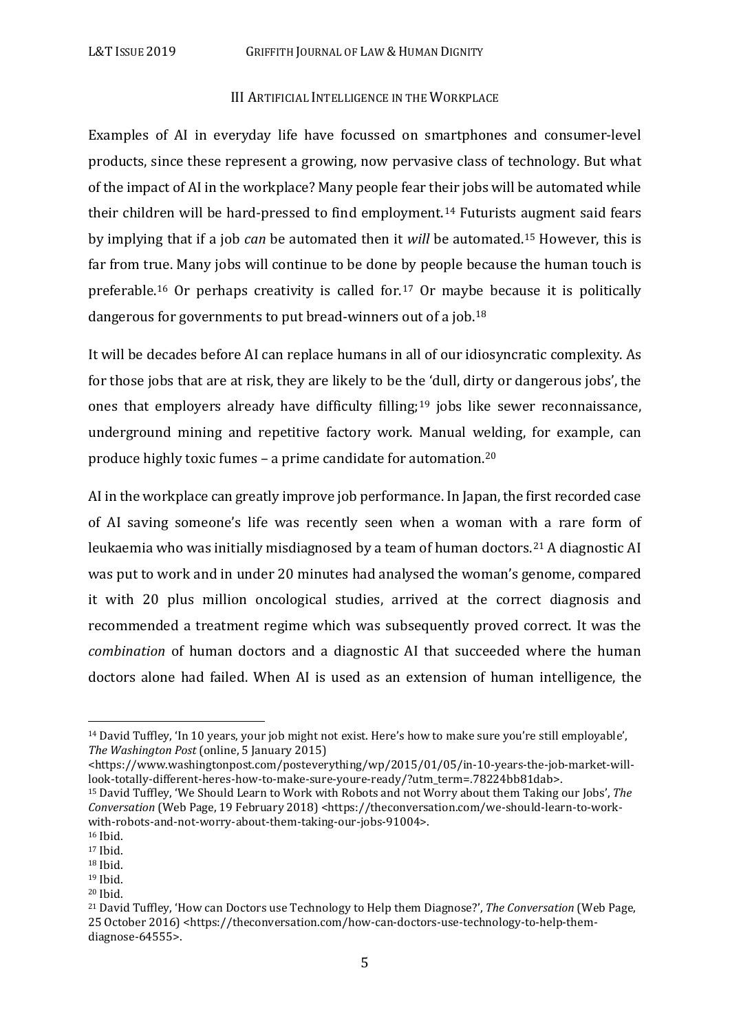## III Artificial Intelligence in the Workplace

Examples of AI in everyday life have focussed on smartphones and consumer-level products, since these represent a growing, now pervasive class of technology. But what of the impact of AI in the workplace? Many people fear their jobs will be automated while their children will be hard-pressed to find employment.[14] Futurists augment said fears by implying that if a job *can* be automated then it *will* be automated.[15] However, this is far from true. Many jobs will continue to be done by people because the human touch is preferable.[16] Or perhaps creativity is called for.[17] Or maybe because it is politically dangerous for governments to put bread-winners out of a job.[18]

It will be decades before AI can replace humans in all of our idiosyncratic complexity. As for those jobs that are at risk, they are likely to be the 'dull, dirty or dangerous jobs', the ones that employers already have difficulty filling;[19] jobs like sewer reconnaissance, underground mining and repetitive factory work. Manual welding, for example, can produce highly toxic fumes – a prime candidate for automation.[20]

AI in the workplace can greatly improve job performance. In Japan, the first recorded case of AI saving someone's life was recently seen when a woman with a rare form of leukaemia who was initially misdiagnosed by a team of human doctors.[21] A diagnostic AI was put to work and in under 20 minutes had analysed the woman's genome, compared it with 20 plus million oncological studies, arrived at the correct diagnosis and recommended a treatment regime which was subsequently proved correct. It was the *combination* of human doctors and a diagnostic AI that succeeded where the human doctors alone had failed. When AI is used as an extension of human intelligence, the

---

[14] David Tuffley, 'In 10 years, your job might not exist. Here's how to make sure you're still employable', *The Washington Post* (online, 5 January 2015) <https://www.washingtonpost.com/posteverything/wp/2015/01/05/in-10-years-the-job-market-will-look-totally-different-heres-how-to-make-sure-youre-ready/?utm_term=.78224bb81dab>.

[15] David Tuffley, 'We Should Learn to Work with Robots and not Worry about them Taking our Jobs', *The Conversation* (Web Page, 19 February 2018) <https://theconversation.com/we-should-learn-to-work-with-robots-and-not-worry-about-them-taking-our-jobs-91004>.

[16] Ibid.

[17] Ibid.

[18] Ibid.

[19] Ibid.

[20] Ibid.

[21] David Tuffley, 'How can Doctors use Technology to Help them Diagnose?', *The Conversation* (Web Page, 25 October 2016) <https://theconversation.com/how-can-doctors-use-technology-to-help-them-diagnose-64555>.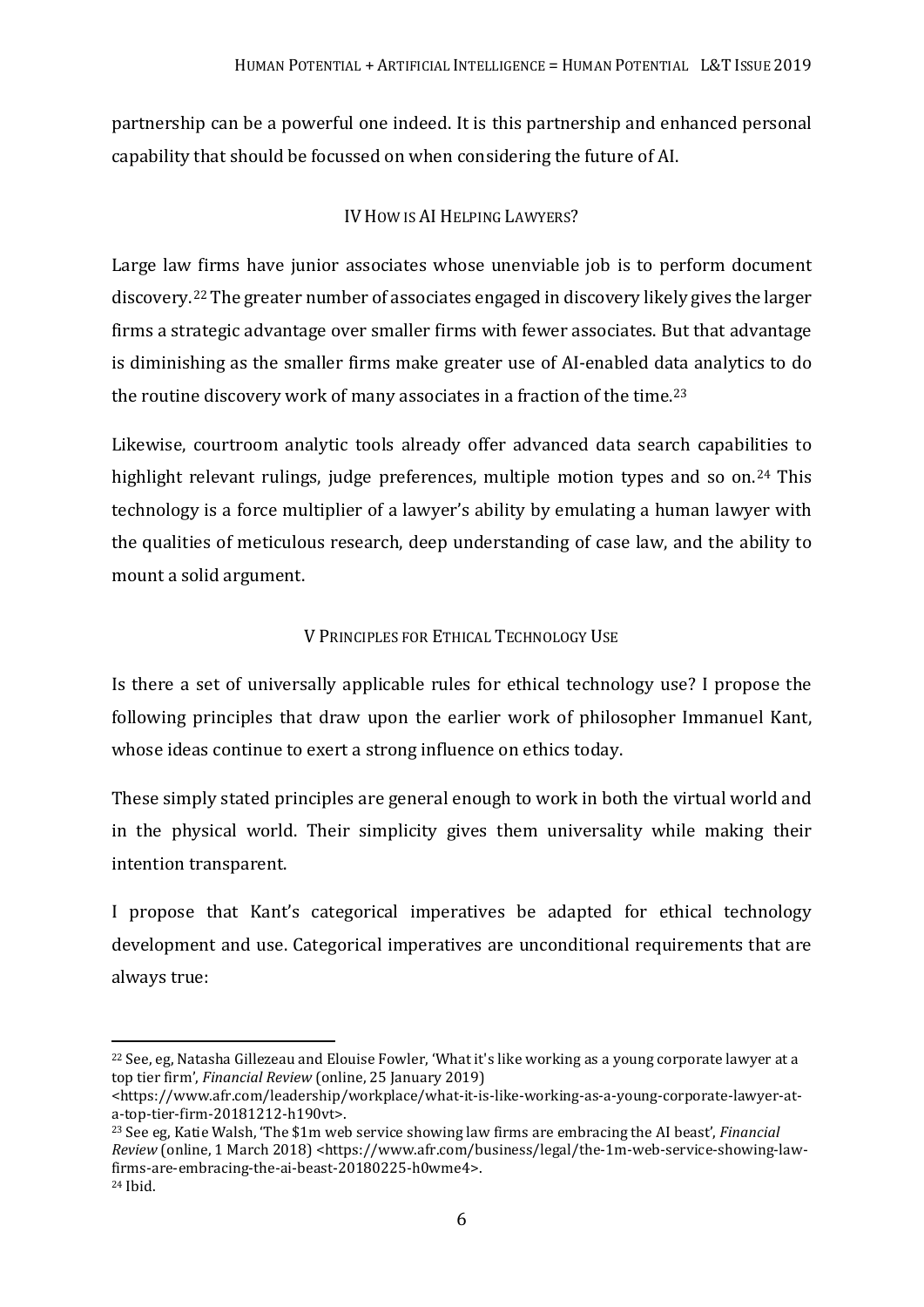partnership can be a powerful one indeed. It is this partnership and enhanced personal capability that should be focussed on when considering the future of AI.

## IV How is AI Helping Lawyers?

Large law firms have junior associates whose unenviable job is to perform document discovery.[22] The greater number of associates engaged in discovery likely gives the larger firms a strategic advantage over smaller firms with fewer associates. But that advantage is diminishing as the smaller firms make greater use of AI-enabled data analytics to do the routine discovery work of many associates in a fraction of the time.[23]

Likewise, courtroom analytic tools already offer advanced data search capabilities to highlight relevant rulings, judge preferences, multiple motion types and so on.[24] This technology is a force multiplier of a lawyer's ability by emulating a human lawyer with the qualities of meticulous research, deep understanding of case law, and the ability to mount a solid argument.

## V Principles for Ethical Technology Use

Is there a set of universally applicable rules for ethical technology use? I propose the following principles that draw upon the earlier work of philosopher Immanuel Kant, whose ideas continue to exert a strong influence on ethics today.

These simply stated principles are general enough to work in both the virtual world and in the physical world. Their simplicity gives them universality while making their intention transparent.

I propose that Kant's categorical imperatives be adapted for ethical technology development and use. Categorical imperatives are unconditional requirements that are always true:

---

[22] See, eg, Natasha Gillezeau and Elouise Fowler, 'What it's like working as a young corporate lawyer at a top tier firm', *Financial Review* (online, 25 January 2019) <https://www.afr.com/leadership/workplace/what-it-is-like-working-as-a-young-corporate-lawyer-at-a-top-tier-firm-20181212-h190vt>.

[23] See eg, Katie Walsh, 'The $1m web service showing law firms are embracing the AI beast', *Financial Review* (online, 1 March 2018) <https://www.afr.com/business/legal/the-1m-web-service-showing-law-firms-are-embracing-the-ai-beast-20180225-h0wme4>.

[24] Ibid.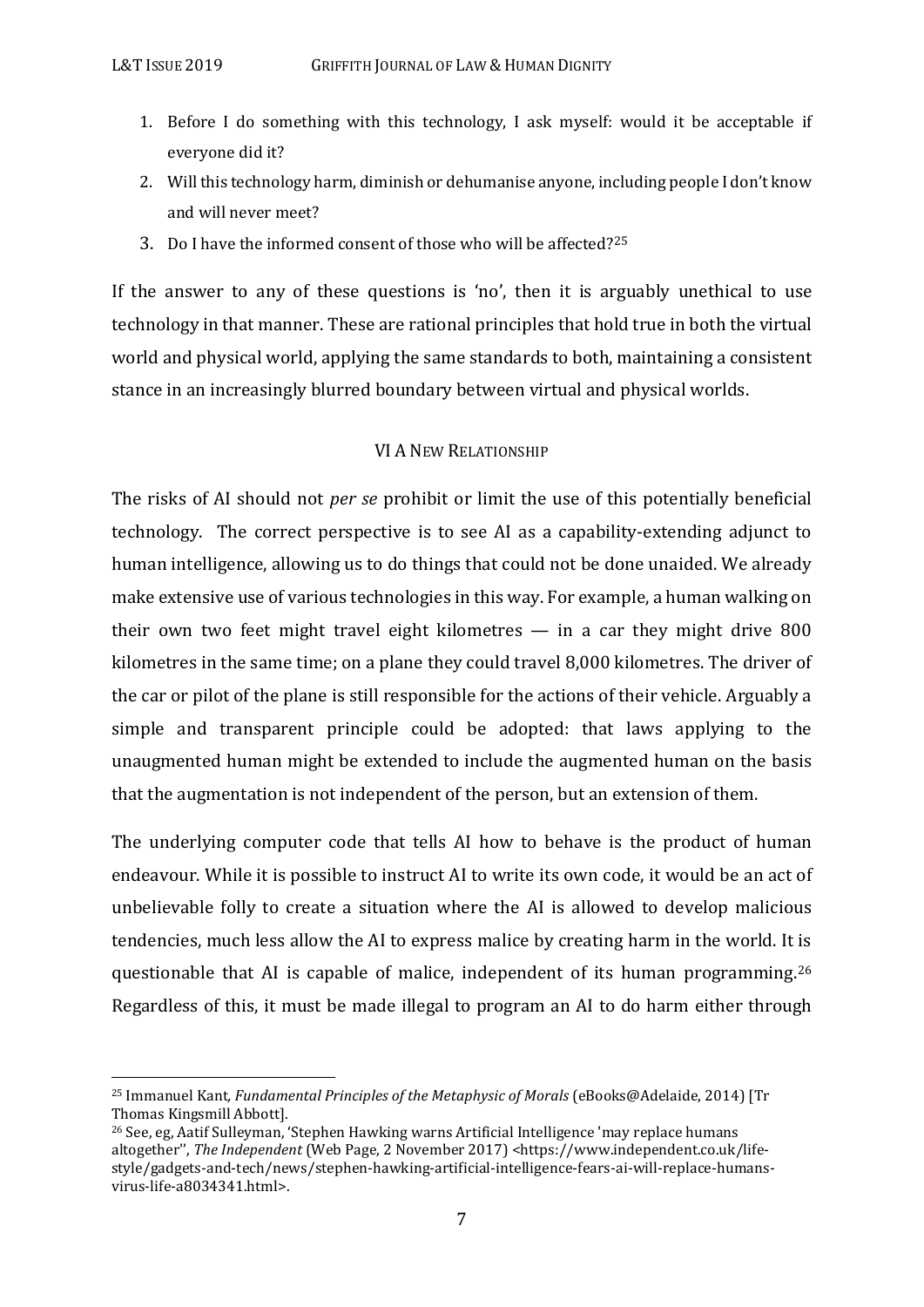1. Before I do something with this technology, I ask myself: would it be acceptable if everyone did it?
2. Will this technology harm, diminish or dehumanise anyone, including people I don't know and will never meet?
3. Do I have the informed consent of those who will be affected?[25]

If the answer to any of these questions is 'no', then it is arguably unethical to use technology in that manner. These are rational principles that hold true in both the virtual world and physical world, applying the same standards to both, maintaining a consistent stance in an increasingly blurred boundary between virtual and physical worlds.

## VI A New Relationship

The risks of AI should not *per se* prohibit or limit the use of this potentially beneficial technology. The correct perspective is to see AI as a capability-extending adjunct to human intelligence, allowing us to do things that could not be done unaided. We already make extensive use of various technologies in this way. For example, a human walking on their own two feet might travel eight kilometres — in a car they might drive 800 kilometres in the same time; on a plane they could travel 8,000 kilometres. The driver of the car or pilot of the plane is still responsible for the actions of their vehicle. Arguably a simple and transparent principle could be adopted: that laws applying to the unaugmented human might be extended to include the augmented human on the basis that the augmentation is not independent of the person, but an extension of them.

The underlying computer code that tells AI how to behave is the product of human endeavour. While it is possible to instruct AI to write its own code, it would be an act of unbelievable folly to create a situation where the AI is allowed to develop malicious tendencies, much less allow the AI to express malice by creating harm in the world. It is questionable that AI is capable of malice, independent of its human programming.[26] Regardless of this, it must be made illegal to program an AI to do harm either through

---

[25] Immanuel Kant, *Fundamental Principles of the Metaphysic of Morals* (eBooks@Adelaide, 2014) [Tr Thomas Kingsmill Abbott].

[26] See, eg, Aatif Sulleyman, 'Stephen Hawking warns Artificial Intelligence 'may replace humans altogether'', *The Independent* (Web Page, 2 November 2017) <https://www.independent.co.uk/life-style/gadgets-and-tech/news/stephen-hawking-artificial-intelligence-fears-ai-will-replace-humans-virus-life-a8034341.html>.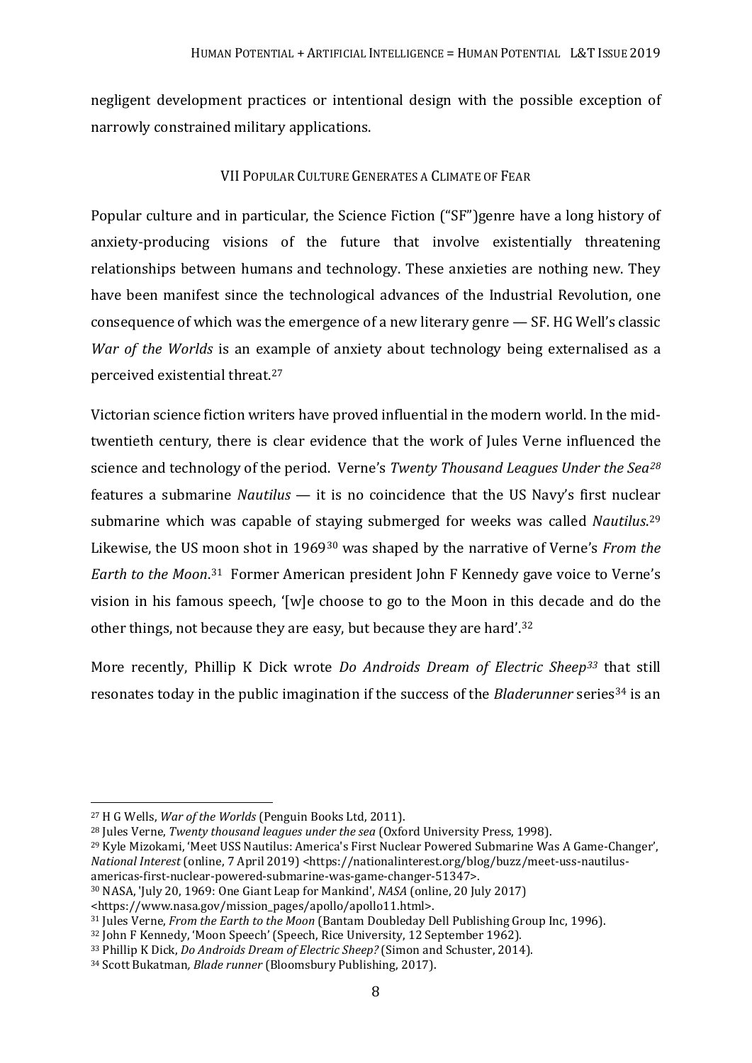negligent development practices or intentional design with the possible exception of narrowly constrained military applications.

## VII Popular Culture Generates a Climate of Fear

Popular culture and in particular, the Science Fiction ("SF")genre have a long history of anxiety-producing visions of the future that involve existentially threatening relationships between humans and technology. These anxieties are nothing new. They have been manifest since the technological advances of the Industrial Revolution, one consequence of which was the emergence of a new literary genre — SF. HG Well's classic *War of the Worlds* is an example of anxiety about technology being externalised as a perceived existential threat.[27]

Victorian science fiction writers have proved influential in the modern world. In the mid-twentieth century, there is clear evidence that the work of Jules Verne influenced the science and technology of the period. Verne's *Twenty Thousand Leagues Under the Sea*[28] features a submarine *Nautilus* — it is no coincidence that the US Navy's first nuclear submarine which was capable of staying submerged for weeks was called *Nautilus*.[29] Likewise, the US moon shot in 1969[30] was shaped by the narrative of Verne's *From the Earth to the Moon*.[31] Former American president John F Kennedy gave voice to Verne's vision in his famous speech, '[w]e choose to go to the Moon in this decade and do the other things, not because they are easy, but because they are hard'.[32]

More recently, Phillip K Dick wrote *Do Androids Dream of Electric Sheep*[33] that still resonates today in the public imagination if the success of the *Bladerunner* series[34] is an

---

[27] H G Wells, *War of the Worlds* (Penguin Books Ltd, 2011).

[28] Jules Verne, *Twenty thousand leagues under the sea* (Oxford University Press, 1998).

[29] Kyle Mizokami, 'Meet USS Nautilus: America's First Nuclear Powered Submarine Was A Game-Changer', *National Interest* (online, 7 April 2019) <https://nationalinterest.org/blog/buzz/meet-uss-nautilus-americas-first-nuclear-powered-submarine-was-game-changer-51347>.

[30] NASA, 'July 20, 1969: One Giant Leap for Mankind', *NASA* (online, 20 July 2017) <https://www.nasa.gov/mission_pages/apollo/apollo11.html>.

[31] Jules Verne, *From the Earth to the Moon* (Bantam Doubleday Dell Publishing Group Inc, 1996).

[32] John F Kennedy, 'Moon Speech' (Speech, Rice University, 12 September 1962).

[33] Phillip K Dick, *Do Androids Dream of Electric Sheep?* (Simon and Schuster, 2014).

[34] Scott Bukatman, *Blade runner* (Bloomsbury Publishing, 2017).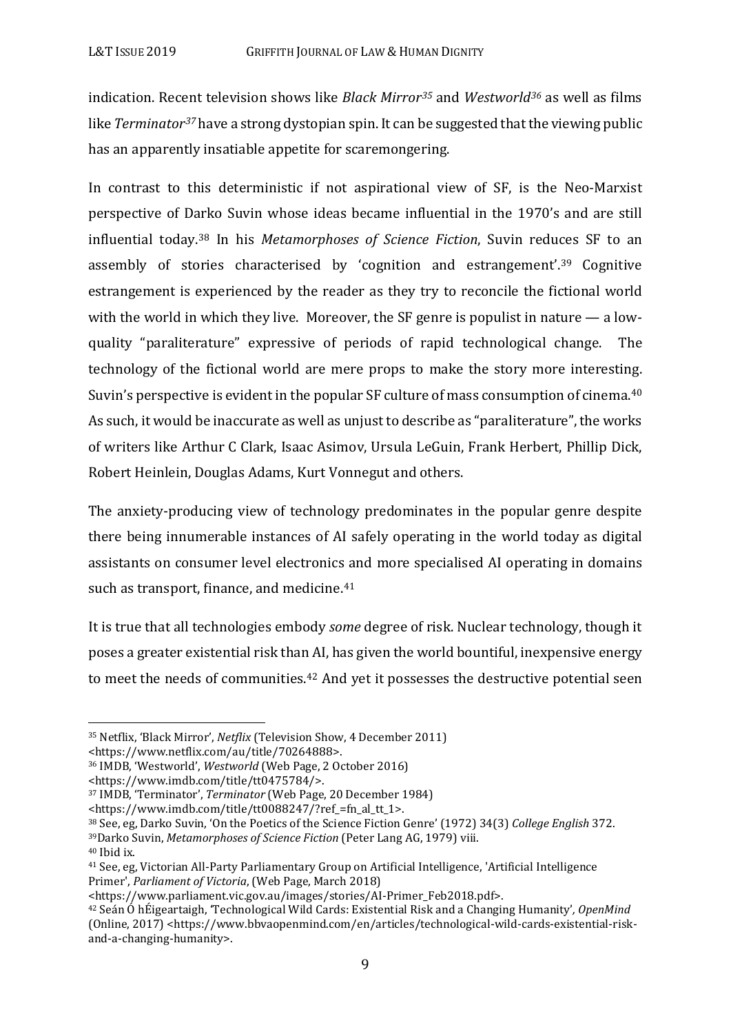indication. Recent television shows like *Black Mirror*[35] and *Westworld*[36] as well as films like *Terminator*[37] have a strong dystopian spin. It can be suggested that the viewing public has an apparently insatiable appetite for scaremongering.

In contrast to this deterministic if not aspirational view of SF, is the Neo-Marxist perspective of Darko Suvin whose ideas became influential in the 1970's and are still influential today.[38] In his *Metamorphoses of Science Fiction*, Suvin reduces SF to an assembly of stories characterised by 'cognition and estrangement'.[39] Cognitive estrangement is experienced by the reader as they try to reconcile the fictional world with the world in which they live. Moreover, the SF genre is populist in nature — a low-quality "paraliterature" expressive of periods of rapid technological change. The technology of the fictional world are mere props to make the story more interesting. Suvin's perspective is evident in the popular SF culture of mass consumption of cinema.[40] As such, it would be inaccurate as well as unjust to describe as "paraliterature", the works of writers like Arthur C Clark, Isaac Asimov, Ursula LeGuin, Frank Herbert, Phillip Dick, Robert Heinlein, Douglas Adams, Kurt Vonnegut and others.

The anxiety-producing view of technology predominates in the popular genre despite there being innumerable instances of AI safely operating in the world today as digital assistants on consumer level electronics and more specialised AI operating in domains such as transport, finance, and medicine.[41]

It is true that all technologies embody *some* degree of risk. Nuclear technology, though it poses a greater existential risk than AI, has given the world bountiful, inexpensive energy to meet the needs of communities.[42] And yet it possesses the destructive potential seen

---

[35] Netflix, 'Black Mirror', *Netflix* (Television Show, 4 December 2011) <https://www.netflix.com/au/title/70264888>.

[36] IMDB, 'Westworld', *Westworld* (Web Page, 2 October 2016) <https://www.imdb.com/title/tt0475784/>.

[37] IMDB, 'Terminator', *Terminator* (Web Page, 20 December 1984) <https://www.imdb.com/title/tt0088247/?ref_=fn_al_tt_1>.

[38] See, eg, Darko Suvin, 'On the Poetics of the Science Fiction Genre' (1972) 34(3) *College English* 372.

[39] Darko Suvin, *Metamorphoses of Science Fiction* (Peter Lang AG, 1979) viii.

[40] Ibid ix.

[41] See, eg, Victorian All-Party Parliamentary Group on Artificial Intelligence, 'Artificial Intelligence Primer', *Parliament of Victoria*, (Web Page, March 2018) <https://www.parliament.vic.gov.au/images/stories/AI-Primer_Feb2018.pdf>.

[42] Seán Ó hÉigeartaigh, 'Technological Wild Cards: Existential Risk and a Changing Humanity', *OpenMind* (Online, 2017) <https://www.bbvaopenmind.com/en/articles/technological-wild-cards-existential-risk-and-a-changing-humanity>.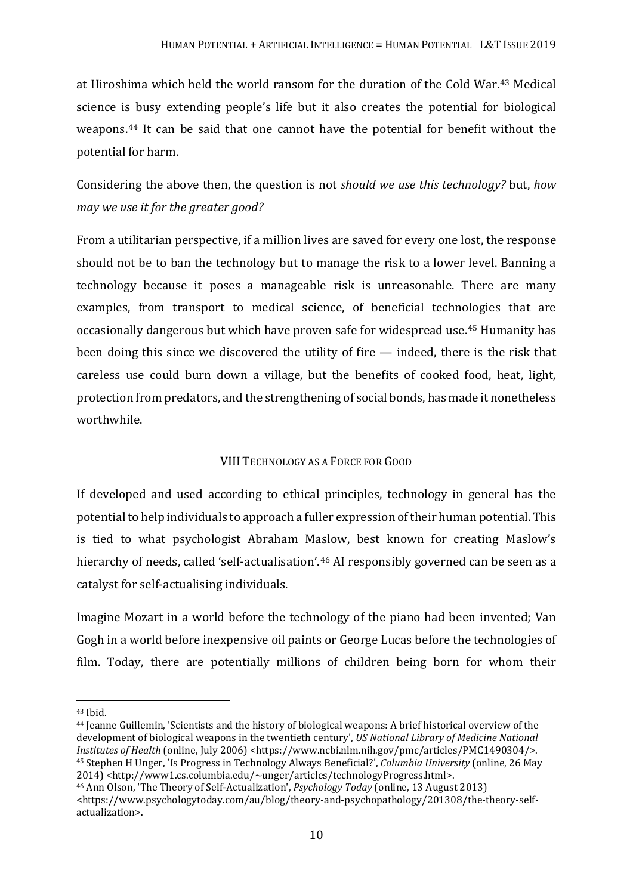at Hiroshima which held the world ransom for the duration of the Cold War.[43] Medical science is busy extending people's life but it also creates the potential for biological weapons.[44] It can be said that one cannot have the potential for benefit without the potential for harm.

Considering the above then, the question is not *should we use this technology?* but, *how may we use it for the greater good?*

From a utilitarian perspective, if a million lives are saved for every one lost, the response should not be to ban the technology but to manage the risk to a lower level. Banning a technology because it poses a manageable risk is unreasonable. There are many examples, from transport to medical science, of beneficial technologies that are occasionally dangerous but which have proven safe for widespread use.[45] Humanity has been doing this since we discovered the utility of fire — indeed, there is the risk that careless use could burn down a village, but the benefits of cooked food, heat, light, protection from predators, and the strengthening of social bonds, has made it nonetheless worthwhile.

## VIII Technology as a Force for Good

If developed and used according to ethical principles, technology in general has the potential to help individuals to approach a fuller expression of their human potential. This is tied to what psychologist Abraham Maslow, best known for creating Maslow's hierarchy of needs, called 'self-actualisation'.[46] AI responsibly governed can be seen as a catalyst for self-actualising individuals.

Imagine Mozart in a world before the technology of the piano had been invented; Van Gogh in a world before inexpensive oil paints or George Lucas before the technologies of film. Today, there are potentially millions of children being born for whom their

---

[43] Ibid.

[44] Jeanne Guillemin, 'Scientists and the history of biological weapons: A brief historical overview of the development of biological weapons in the twentieth century', *US National Library of Medicine National Institutes of Health* (online, July 2006) <https://www.ncbi.nlm.nih.gov/pmc/articles/PMC1490304/>.

[45] Stephen H Unger, 'Is Progress in Technology Always Beneficial?', *Columbia University* (online, 26 May 2014) <http://www1.cs.columbia.edu/~unger/articles/technologyProgress.html>.

[46] Ann Olson, 'The Theory of Self-Actualization', *Psychology Today* (online, 13 August 2013) <https://www.psychologytoday.com/au/blog/theory-and-psychopathology/201308/the-theory-self-actualization>.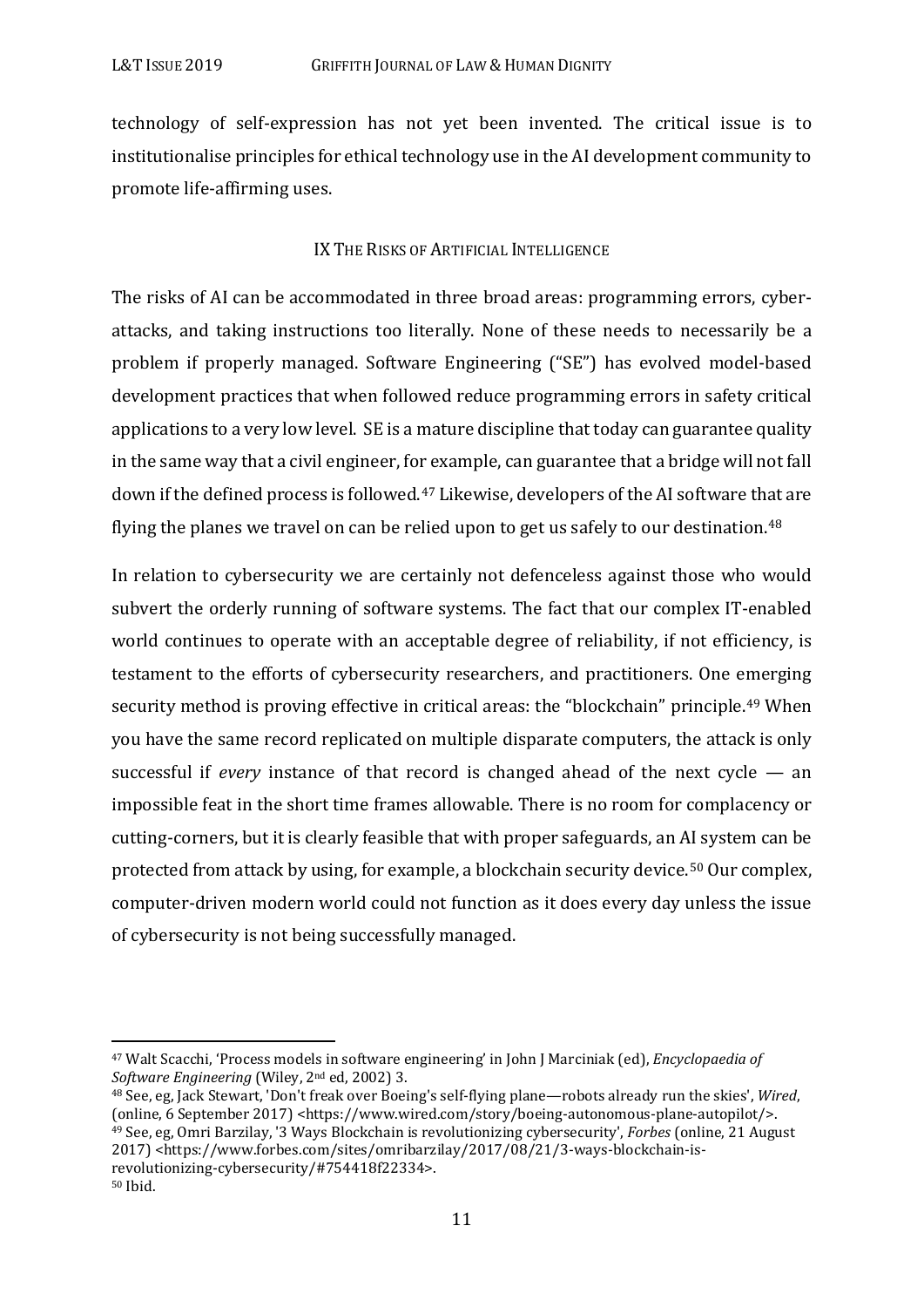technology of self-expression has not yet been invented. The critical issue is to institutionalise principles for ethical technology use in the AI development community to promote life-affirming uses.

## IX The Risks of Artificial Intelligence

The risks of AI can be accommodated in three broad areas: programming errors, cyber-attacks, and taking instructions too literally. None of these needs to necessarily be a problem if properly managed. Software Engineering ("SE") has evolved model-based development practices that when followed reduce programming errors in safety critical applications to a very low level. SE is a mature discipline that today can guarantee quality in the same way that a civil engineer, for example, can guarantee that a bridge will not fall down if the defined process is followed.[47] Likewise, developers of the AI software that are flying the planes we travel on can be relied upon to get us safely to our destination.[48]

In relation to cybersecurity we are certainly not defenceless against those who would subvert the orderly running of software systems. The fact that our complex IT-enabled world continues to operate with an acceptable degree of reliability, if not efficiency, is testament to the efforts of cybersecurity researchers, and practitioners. One emerging security method is proving effective in critical areas: the "blockchain" principle.[49] When you have the same record replicated on multiple disparate computers, the attack is only successful if *every* instance of that record is changed ahead of the next cycle — an impossible feat in the short time frames allowable. There is no room for complacency or cutting-corners, but it is clearly feasible that with proper safeguards, an AI system can be protected from attack by using, for example, a blockchain security device.[50] Our complex, computer-driven modern world could not function as it does every day unless the issue of cybersecurity is not being successfully managed.

---

[47] Walt Scacchi, 'Process models in software engineering' in John J Marciniak (ed), *Encyclopaedia of Software Engineering* (Wiley, 2nd ed, 2002) 3.

[48] See, eg, Jack Stewart, 'Don't freak over Boeing's self-flying plane—robots already run the skies', *Wired*, (online, 6 September 2017) <https://www.wired.com/story/boeing-autonomous-plane-autopilot/>.

[49] See, eg, Omri Barzilay, '3 Ways Blockchain is revolutionizing cybersecurity', *Forbes* (online, 21 August 2017) <https://www.forbes.com/sites/omribarzilay/2017/08/21/3-ways-blockchain-is-revolutionizing-cybersecurity/#754418f22334>.

[50] Ibid.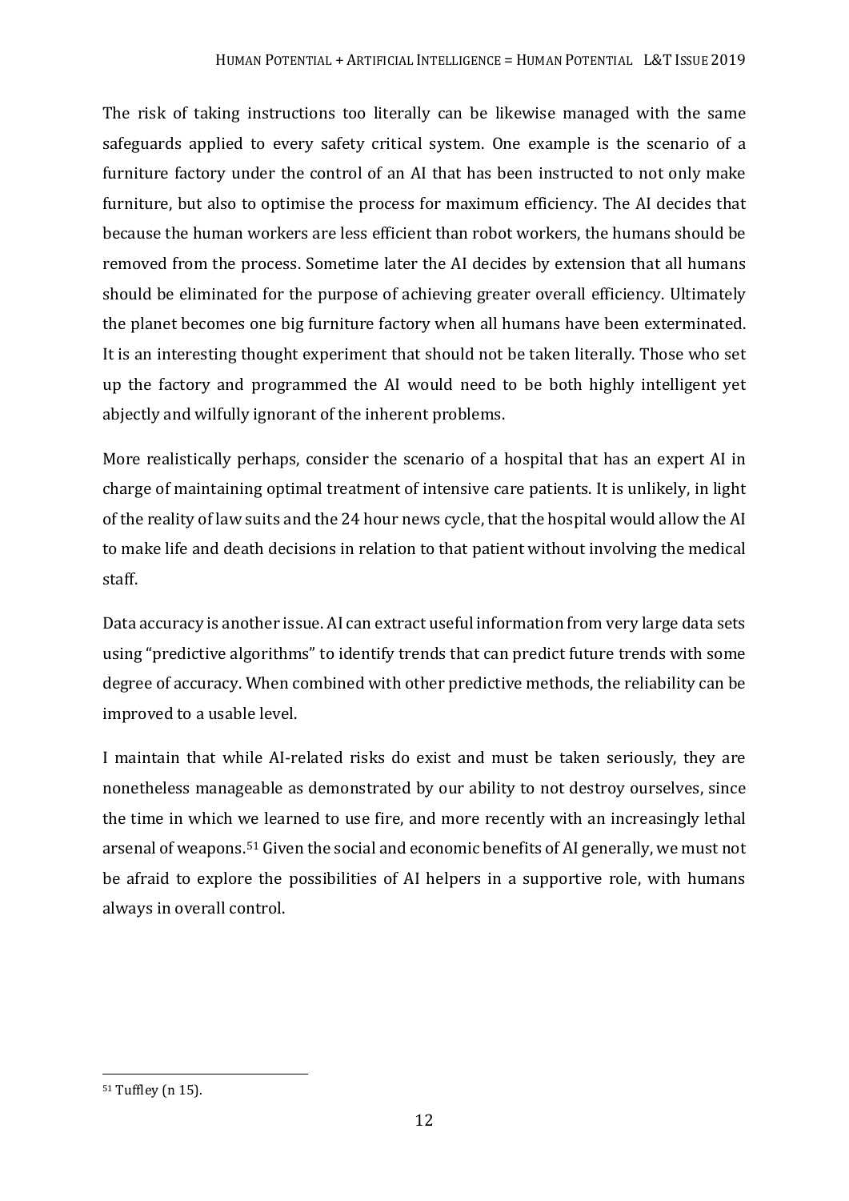The risk of taking instructions too literally can be likewise managed with the same safeguards applied to every safety critical system. One example is the scenario of a furniture factory under the control of an AI that has been instructed to not only make furniture, but also to optimise the process for maximum efficiency. The AI decides that because the human workers are less efficient than robot workers, the humans should be removed from the process. Sometime later the AI decides by extension that all humans should be eliminated for the purpose of achieving greater overall efficiency. Ultimately the planet becomes one big furniture factory when all humans have been exterminated. It is an interesting thought experiment that should not be taken literally. Those who set up the factory and programmed the AI would need to be both highly intelligent yet abjectly and wilfully ignorant of the inherent problems.

More realistically perhaps, consider the scenario of a hospital that has an expert AI in charge of maintaining optimal treatment of intensive care patients. It is unlikely, in light of the reality of law suits and the 24 hour news cycle, that the hospital would allow the AI to make life and death decisions in relation to that patient without involving the medical staff.

Data accuracy is another issue. AI can extract useful information from very large data sets using "predictive algorithms" to identify trends that can predict future trends with some degree of accuracy. When combined with other predictive methods, the reliability can be improved to a usable level.

I maintain that while AI-related risks do exist and must be taken seriously, they are nonetheless manageable as demonstrated by our ability to not destroy ourselves, since the time in which we learned to use fire, and more recently with an increasingly lethal arsenal of weapons.[51] Given the social and economic benefits of AI generally, we must not be afraid to explore the possibilities of AI helpers in a supportive role, with humans always in overall control.

---

[51] Tuffley (n 15).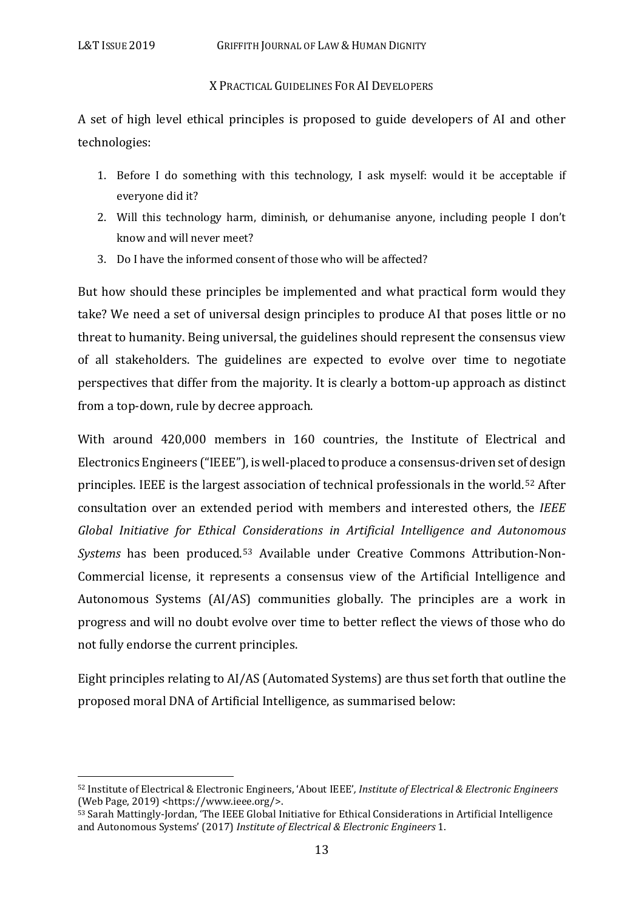## X Practical Guidelines For AI Developers

A set of high level ethical principles is proposed to guide developers of AI and other technologies:

1. Before I do something with this technology, I ask myself: would it be acceptable if everyone did it?
2. Will this technology harm, diminish, or dehumanise anyone, including people I don't know and will never meet?
3. Do I have the informed consent of those who will be affected?

But how should these principles be implemented and what practical form would they take? We need a set of universal design principles to produce AI that poses little or no threat to humanity. Being universal, the guidelines should represent the consensus view of all stakeholders. The guidelines are expected to evolve over time to negotiate perspectives that differ from the majority. It is clearly a bottom-up approach as distinct from a top-down, rule by decree approach.

With around 420,000 members in 160 countries, the Institute of Electrical and Electronics Engineers ("IEEE"), is well-placed to produce a consensus-driven set of design principles. IEEE is the largest association of technical professionals in the world.[52] After consultation over an extended period with members and interested others, the *IEEE Global Initiative for Ethical Considerations in Artificial Intelligence and Autonomous Systems* has been produced.[53] Available under Creative Commons Attribution-Non-Commercial license, it represents a consensus view of the Artificial Intelligence and Autonomous Systems (AI/AS) communities globally. The principles are a work in progress and will no doubt evolve over time to better reflect the views of those who do not fully endorse the current principles.

Eight principles relating to AI/AS (Automated Systems) are thus set forth that outline the proposed moral DNA of Artificial Intelligence, as summarised below:

---

[52] Institute of Electrical & Electronic Engineers, 'About IEEE', *Institute of Electrical & Electronic Engineers* (Web Page, 2019) <https://www.ieee.org/>.

[53] Sarah Mattingly-Jordan, 'The IEEE Global Initiative for Ethical Considerations in Artificial Intelligence and Autonomous Systems' (2017) *Institute of Electrical & Electronic Engineers* 1.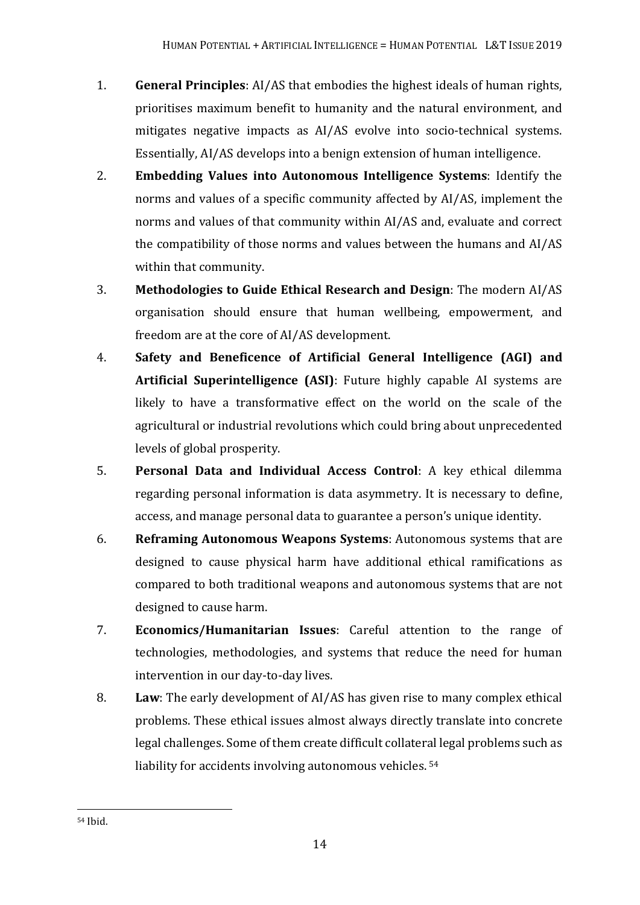1. **General Principles**: AI/AS that embodies the highest ideals of human rights, prioritises maximum benefit to humanity and the natural environment, and mitigates negative impacts as AI/AS evolve into socio-technical systems. Essentially, AI/AS develops into a benign extension of human intelligence.
2. **Embedding Values into Autonomous Intelligence Systems**: Identify the norms and values of a specific community affected by AI/AS, implement the norms and values of that community within AI/AS and, evaluate and correct the compatibility of those norms and values between the humans and AI/AS within that community.
3. **Methodologies to Guide Ethical Research and Design**: The modern AI/AS organisation should ensure that human wellbeing, empowerment, and freedom are at the core of AI/AS development.
4. **Safety and Beneficence of Artificial General Intelligence (AGI) and Artificial Superintelligence (ASI)**: Future highly capable AI systems are likely to have a transformative effect on the world on the scale of the agricultural or industrial revolutions which could bring about unprecedented levels of global prosperity.
5. **Personal Data and Individual Access Control**: A key ethical dilemma regarding personal information is data asymmetry. It is necessary to define, access, and manage personal data to guarantee a person's unique identity.
6. **Reframing Autonomous Weapons Systems**: Autonomous systems that are designed to cause physical harm have additional ethical ramifications as compared to both traditional weapons and autonomous systems that are not designed to cause harm.
7. **Economics/Humanitarian Issues**: Careful attention to the range of technologies, methodologies, and systems that reduce the need for human intervention in our day-to-day lives.
8. **Law**: The early development of AI/AS has given rise to many complex ethical problems. These ethical issues almost always directly translate into concrete legal challenges. Some of them create difficult collateral legal problems such as liability for accidents involving autonomous vehicles. [54]

[54] Ibid.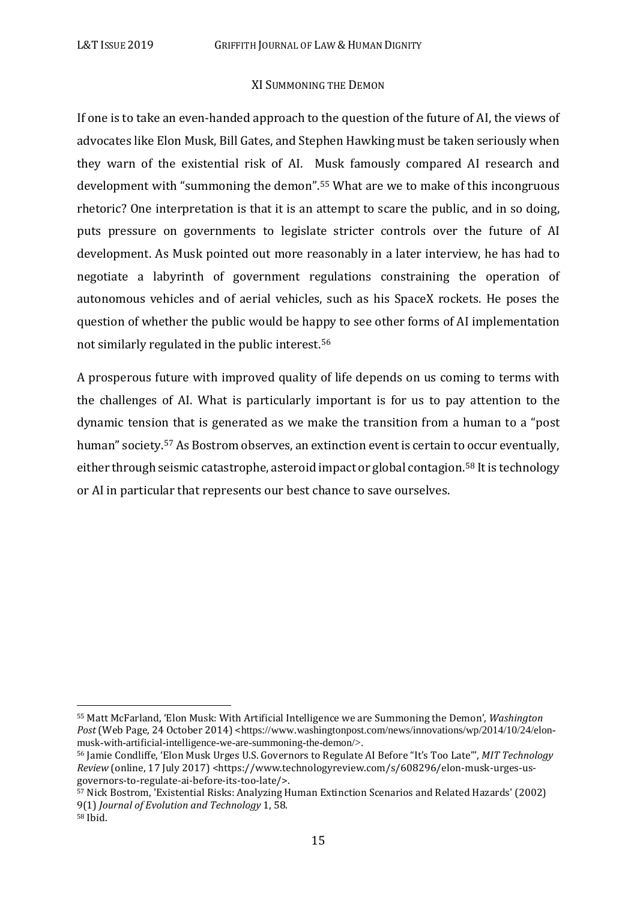## XI Summoning the Demon

If one is to take an even-handed approach to the question of the future of AI, the views of advocates like Elon Musk, Bill Gates, and Stephen Hawking must be taken seriously when they warn of the existential risk of AI. Musk famously compared AI research and development with "summoning the demon".[55] What are we to make of this incongruous rhetoric? One interpretation is that it is an attempt to scare the public, and in so doing, puts pressure on governments to legislate stricter controls over the future of AI development. As Musk pointed out more reasonably in a later interview, he has had to negotiate a labyrinth of government regulations constraining the operation of autonomous vehicles and of aerial vehicles, such as his SpaceX rockets. He poses the question of whether the public would be happy to see other forms of AI implementation not similarly regulated in the public interest.[56]

A prosperous future with improved quality of life depends on us coming to terms with the challenges of AI. What is particularly important is for us to pay attention to the dynamic tension that is generated as we make the transition from a human to a "post human" society.[57] As Bostrom observes, an extinction event is certain to occur eventually, either through seismic catastrophe, asteroid impact or global contagion.[58] It is technology or AI in particular that represents our best chance to save ourselves.

---

[55] Matt McFarland, 'Elon Musk: With Artificial Intelligence we are Summoning the Demon', *Washington Post* (Web Page, 24 October 2014) <https://www.washingtonpost.com/news/innovations/wp/2014/10/24/elon-musk-with-artificial-intelligence-we-are-summoning-the-demon/>.

[56] Jamie Condliffe, 'Elon Musk Urges U.S. Governors to Regulate AI Before "It's Too Late"', *MIT Technology Review* (online, 17 July 2017) <https://www.technologyreview.com/s/608296/elon-musk-urges-us-governors-to-regulate-ai-before-its-too-late/>.

[57] Nick Bostrom, 'Existential Risks: Analyzing Human Extinction Scenarios and Related Hazards' (2002) 9(1) *Journal of Evolution and Technology* 1, 58.

[58] Ibid.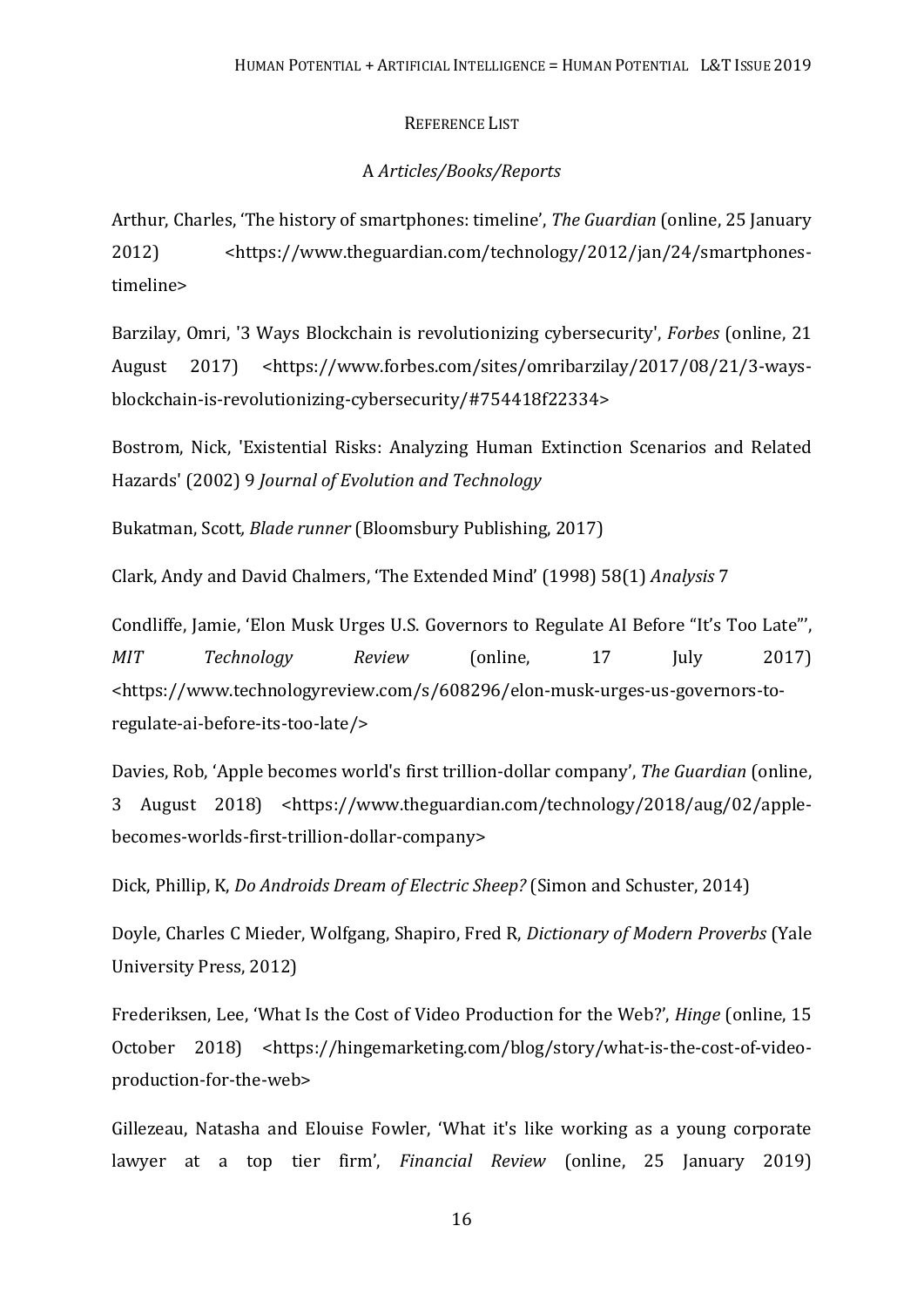## Reference List

### A *Articles/Books/Reports*

Arthur, Charles, 'The history of smartphones: timeline', *The Guardian* (online, 25 January 2012) <https://www.theguardian.com/technology/2012/jan/24/smartphones-timeline>

Barzilay, Omri, '3 Ways Blockchain is revolutionizing cybersecurity', *Forbes* (online, 21 August 2017) <https://www.forbes.com/sites/omribarzilay/2017/08/21/3-ways-blockchain-is-revolutionizing-cybersecurity/#754418f22334>

Bostrom, Nick, 'Existential Risks: Analyzing Human Extinction Scenarios and Related Hazards' (2002) 9 *Journal of Evolution and Technology*

Bukatman, Scott, *Blade runner* (Bloomsbury Publishing, 2017)

Clark, Andy and David Chalmers, 'The Extended Mind' (1998) 58(1) *Analysis* 7

Condliffe, Jamie, 'Elon Musk Urges U.S. Governors to Regulate AI Before "It's Too Late"', *MIT Technology Review* (online, 17 July 2017) <https://www.technologyreview.com/s/608296/elon-musk-urges-us-governors-to-regulate-ai-before-its-too-late/>

Davies, Rob, 'Apple becomes world's first trillion-dollar company', *The Guardian* (online, 3 August 2018) <https://www.theguardian.com/technology/2018/aug/02/apple-becomes-worlds-first-trillion-dollar-company>

Dick, Phillip, K, *Do Androids Dream of Electric Sheep?* (Simon and Schuster, 2014)

Doyle, Charles C Mieder, Wolfgang, Shapiro, Fred R, *Dictionary of Modern Proverbs* (Yale University Press, 2012)

Frederiksen, Lee, 'What Is the Cost of Video Production for the Web?', *Hinge* (online, 15 October 2018) <https://hingemarketing.com/blog/story/what-is-the-cost-of-video-production-for-the-web>

Gillezeau, Natasha and Elouise Fowler, 'What it's like working as a young corporate lawyer at a top tier firm', *Financial Review* (online, 25 January 2019)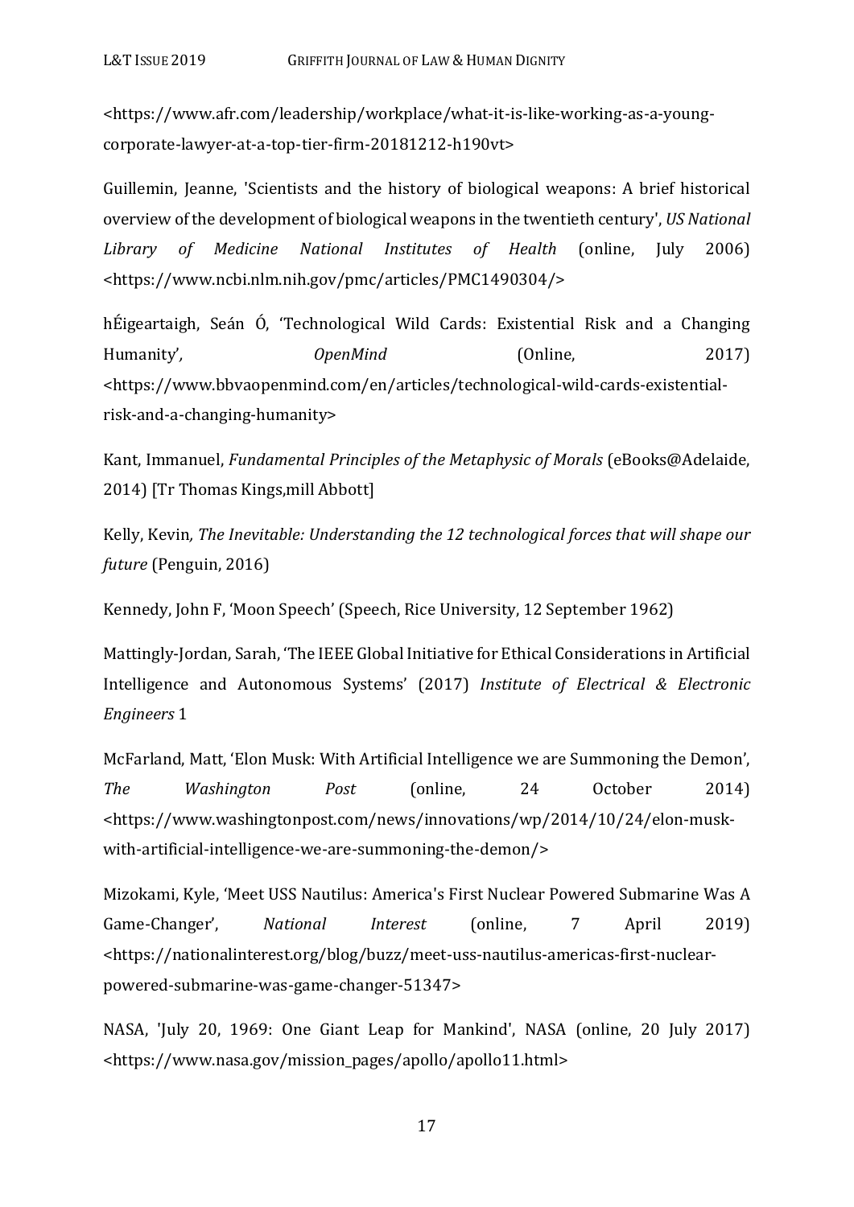<https://www.afr.com/leadership/workplace/what-it-is-like-working-as-a-young-corporate-lawyer-at-a-top-tier-firm-20181212-h190vt>

Guillemin, Jeanne, 'Scientists and the history of biological weapons: A brief historical overview of the development of biological weapons in the twentieth century', *US National Library of Medicine National Institutes of Health* (online, July 2006) <https://www.ncbi.nlm.nih.gov/pmc/articles/PMC1490304/>

hÉigeartaigh, Seán Ó, 'Technological Wild Cards: Existential Risk and a Changing Humanity', *OpenMind* (Online, 2017) <https://www.bbvaopenmind.com/en/articles/technological-wild-cards-existential-risk-and-a-changing-humanity>

Kant, Immanuel, *Fundamental Principles of the Metaphysic of Morals* (eBooks@Adelaide, 2014) [Tr Thomas Kings,mill Abbott]

Kelly, Kevin*, The Inevitable: Understanding the 12 technological forces that will shape our future* (Penguin, 2016)

Kennedy, John F, 'Moon Speech' (Speech, Rice University, 12 September 1962)

Mattingly-Jordan, Sarah, 'The IEEE Global Initiative for Ethical Considerations in Artificial Intelligence and Autonomous Systems' (2017) *Institute of Electrical & Electronic Engineers* 1

McFarland, Matt, 'Elon Musk: With Artificial Intelligence we are Summoning the Demon', *The Washington Post* (online, 24 October 2014) <https://www.washingtonpost.com/news/innovations/wp/2014/10/24/elon-musk-with-artificial-intelligence-we-are-summoning-the-demon/>

Mizokami, Kyle, 'Meet USS Nautilus: America's First Nuclear Powered Submarine Was A Game-Changer', *National Interest* (online, 7 April 2019) <https://nationalinterest.org/blog/buzz/meet-uss-nautilus-americas-first-nuclear-powered-submarine-was-game-changer-51347>

NASA, 'July 20, 1969: One Giant Leap for Mankind', NASA (online, 20 July 2017) <https://www.nasa.gov/mission_pages/apollo/apollo11.html>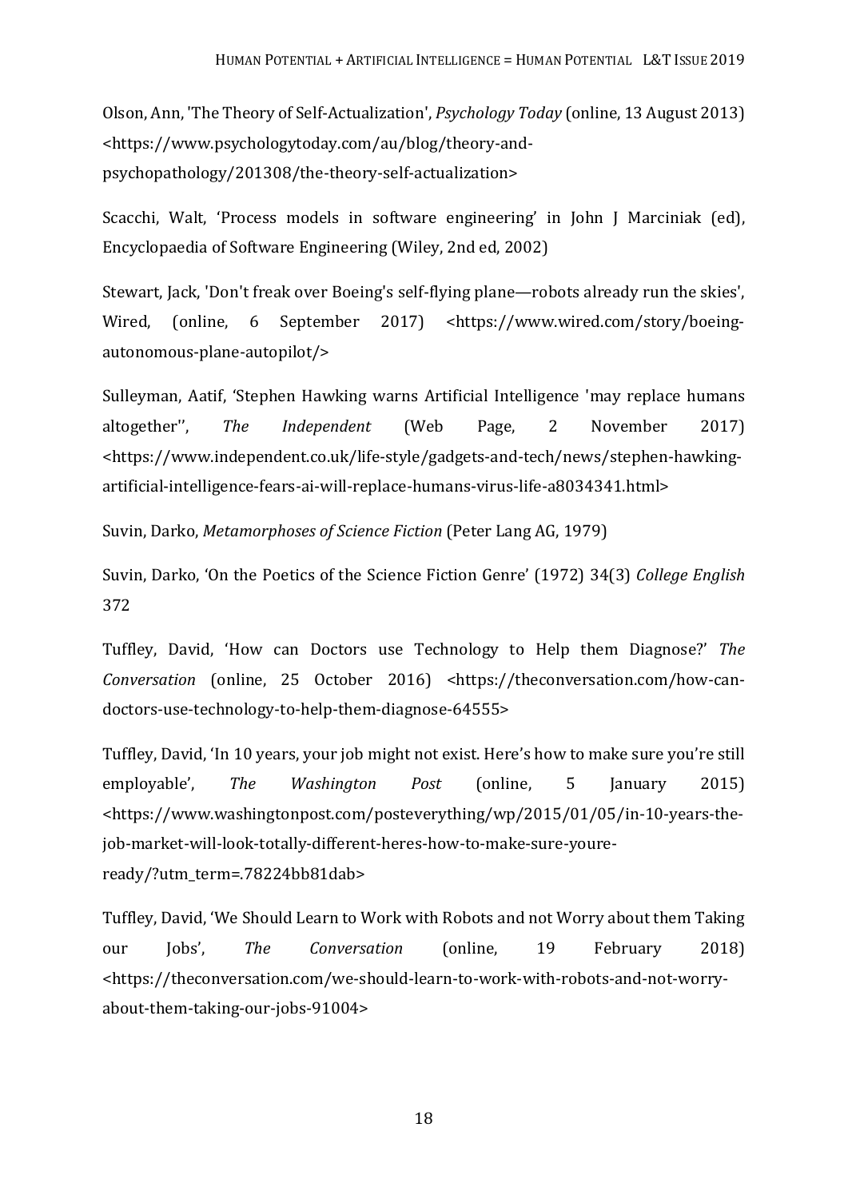Olson, Ann, 'The Theory of Self-Actualization', *Psychology Today* (online, 13 August 2013) <https://www.psychologytoday.com/au/blog/theory-and-psychopathology/201308/the-theory-self-actualization>

Scacchi, Walt, 'Process models in software engineering' in John J Marciniak (ed), Encyclopaedia of Software Engineering (Wiley, 2nd ed, 2002)

Stewart, Jack, 'Don't freak over Boeing's self-flying plane—robots already run the skies', Wired, (online, 6 September 2017) <https://www.wired.com/story/boeing-autonomous-plane-autopilot/>

Sulleyman, Aatif, 'Stephen Hawking warns Artificial Intelligence 'may replace humans altogether'', *The Independent* (Web Page, 2 November 2017) <https://www.independent.co.uk/life-style/gadgets-and-tech/news/stephen-hawking-artificial-intelligence-fears-ai-will-replace-humans-virus-life-a8034341.html>

Suvin, Darko, *Metamorphoses of Science Fiction* (Peter Lang AG, 1979)

Suvin, Darko, 'On the Poetics of the Science Fiction Genre' (1972) 34(3) *College English* 372

Tuffley, David, 'How can Doctors use Technology to Help them Diagnose?' *The Conversation* (online, 25 October 2016) <https://theconversation.com/how-can-doctors-use-technology-to-help-them-diagnose-64555>

Tuffley, David, 'In 10 years, your job might not exist. Here's how to make sure you're still employable', *The Washington Post* (online, 5 January 2015) <https://www.washingtonpost.com/posteverything/wp/2015/01/05/in-10-years-the-job-market-will-look-totally-different-heres-how-to-make-sure-youre-ready/?utm_term=.78224bb81dab>

Tuffley, David, 'We Should Learn to Work with Robots and not Worry about them Taking our Jobs', *The Conversation* (online, 19 February 2018) <https://theconversation.com/we-should-learn-to-work-with-robots-and-not-worry-about-them-taking-our-jobs-91004>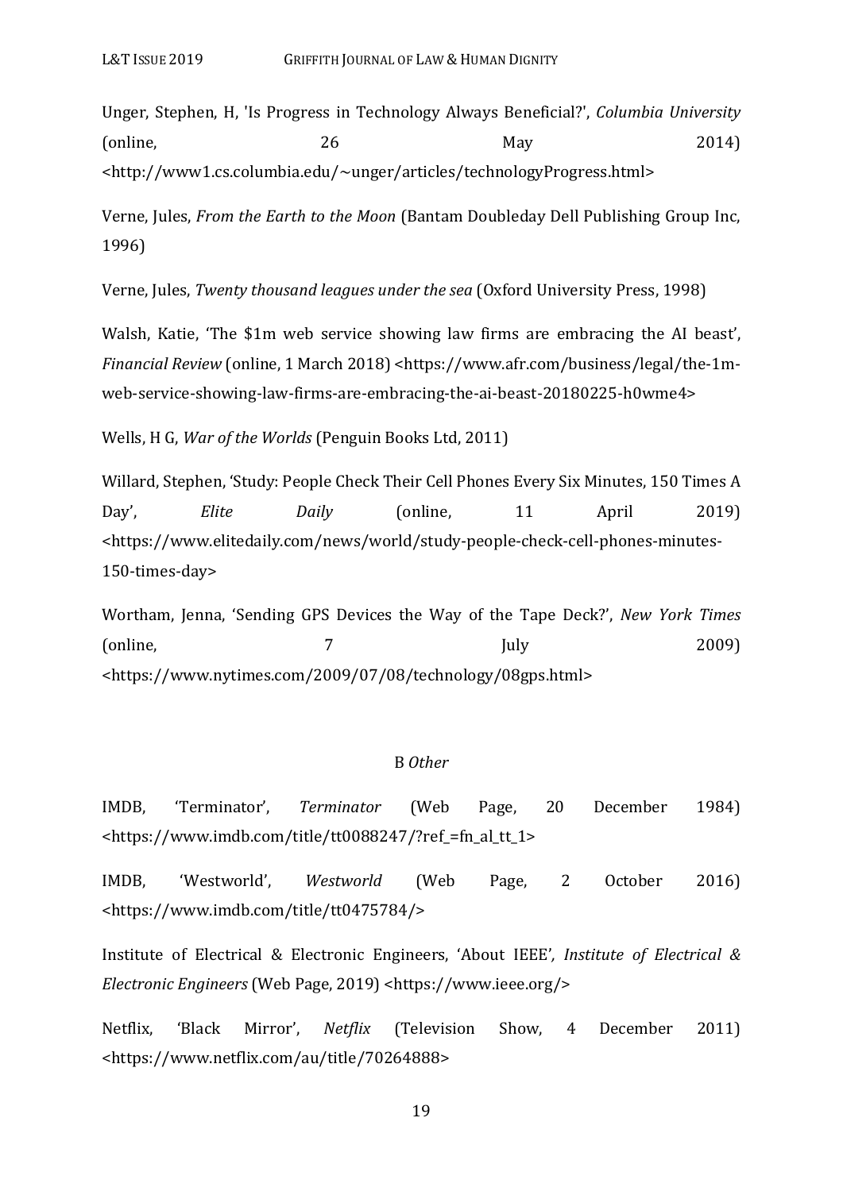Unger, Stephen, H, 'Is Progress in Technology Always Beneficial?', *Columbia University* (online, 26 May 2014) <http://www1.cs.columbia.edu/~unger/articles/technologyProgress.html>

Verne, Jules, *From the Earth to the Moon* (Bantam Doubleday Dell Publishing Group Inc, 1996)

Verne, Jules, *Twenty thousand leagues under the sea* (Oxford University Press, 1998)

Walsh, Katie, 'The $1m web service showing law firms are embracing the AI beast', *Financial Review* (online, 1 March 2018) <https://www.afr.com/business/legal/the-1m-web-service-showing-law-firms-are-embracing-the-ai-beast-20180225-h0wme4>

Wells, H G, *War of the Worlds* (Penguin Books Ltd, 2011)

Willard, Stephen, 'Study: People Check Their Cell Phones Every Six Minutes, 150 Times A Day', *Elite Daily* (online, 11 April 2019) <https://www.elitedaily.com/news/world/study-people-check-cell-phones-minutes-150-times-day>

Wortham, Jenna, 'Sending GPS Devices the Way of the Tape Deck?', *New York Times* (online, 7 July 2009) <https://www.nytimes.com/2009/07/08/technology/08gps.html>

## B *Other*

IMDB, 'Terminator', *Terminator* (Web Page, 20 December 1984) <https://www.imdb.com/title/tt0088247/?ref_=fn_al_tt_1>

IMDB, 'Westworld', *Westworld* (Web Page, 2 October 2016) <https://www.imdb.com/title/tt0475784/>

Institute of Electrical & Electronic Engineers, 'About IEEE', *Institute of Electrical & Electronic Engineers* (Web Page, 2019) <https://www.ieee.org/>

Netflix, 'Black Mirror', *Netflix* (Television Show, 4 December 2011) <https://www.netflix.com/au/title/70264888>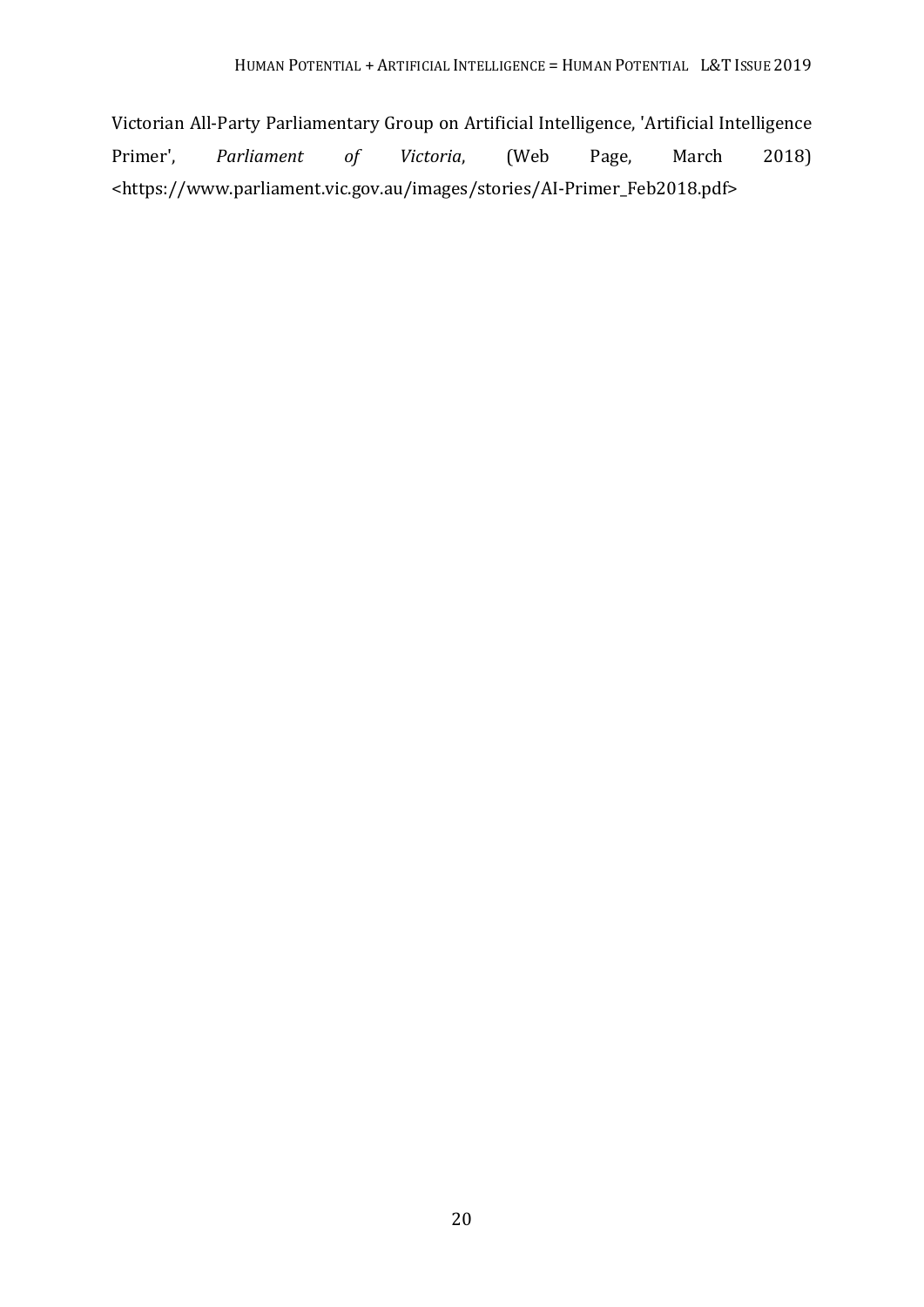Victorian All-Party Parliamentary Group on Artificial Intelligence, 'Artificial Intelligence Primer', *Parliament of Victoria*, (Web Page, March 2018) <https://www.parliament.vic.gov.au/images/stories/AI-Primer_Feb2018.pdf>